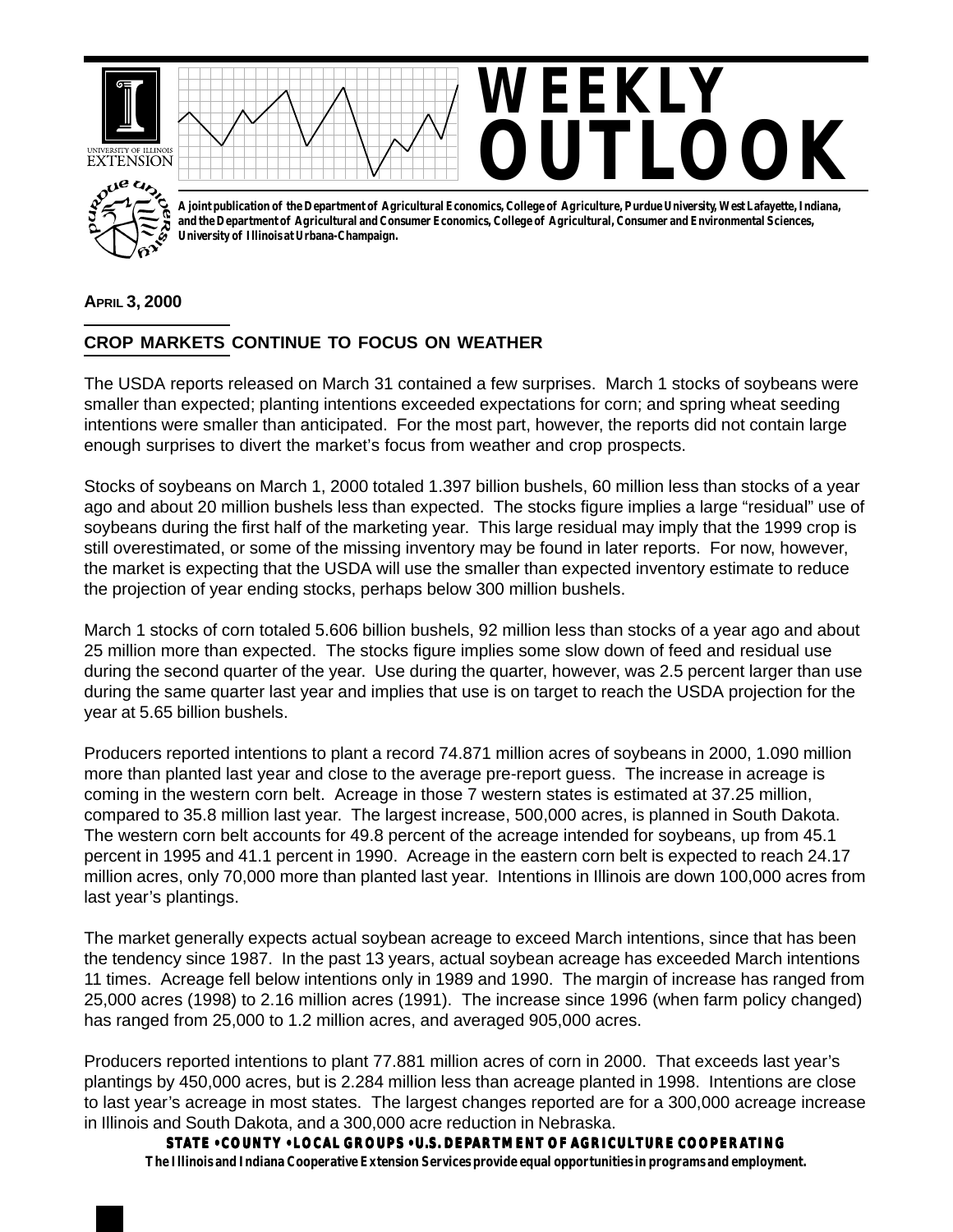# WEEKLY OUTLOOK

A joint publication of the Department of Agricultural Economics, College of Agriculture, Purdue University, West Lafayette, Indiana, and the Department of Agricultural and Consumer Economics, College of Agricultural, Consumer and Environmental Sciences, University of Illinois at Urbana-Champaign.

**APRIL 3, 2000**

## CROP MARKETS CONTINUE TO FOCUS ON WEATHER

The USDA reports released on March 31 contained a few surprises. March 1 stocks of soybeans were smaller than expected; planting intentions exceeded expectations for corn; and spring wheat seeding intentions were smaller than anticipated. For the most part, however, the reports did not contain large enough surprises to divert the market's focus from weather and crop prospects.

Stocks of soybeans on March 1, 2000 totaled 1.397 billion bushels, 60 million less than stocks of a year ago and about 20 million bushels less than expected. The stocks figure implies a large "residual" use of soybeans during the first half of the marketing year. This large residual may imply that the 1999 crop is still overestimated, or some of the missing inventory may be found in later reports. For now, however, the market is expecting that the USDA will use the smaller than expected inventory estimate to reduce the projection of year ending stocks, perhaps below 300 million bushels.

March 1 stocks of corn totaled 5.606 billion bushels, 92 million less than stocks of a year ago and about 25 million more than expected. The stocks figure implies some slow down of feed and residual use during the second quarter of the year. Use during the quarter, however, was 2.5 percent larger than use during the same quarter last year and implies that use is on target to reach the USDA projection for the year at 5.65 billion bushels.

Producers reported intentions to plant a record 74.871 million acres of soybeans in 2000, 1.090 million more than planted last year and close to the average pre-report guess. The increase in acreage is coming in the western corn belt. Acreage in those 7 western states is estimated at 37.25 million, compared to 35.8 million last year. The largest increase, 500,000 acres, is planned in South Dakota. The western corn belt accounts for 49.8 percent of the acreage intended for soybeans, up from 45.1 percent in 1995 and 41.1 percent in 1990. Acreage in the eastern corn belt is expected to reach 24.17 million acres, only 70,000 more than planted last year. Intentions in Illinois are down 100,000 acres from last year's plantings.

The market generally expects actual soybean acreage to exceed March intentions, since that has been the tendency since 1987. In the past 13 years, actual soybean acreage has exceeded March intentions 11 times. Acreage fell below intentions only in 1989 and 1990. The margin of increase has ranged from 25,000 acres (1998) to 2.16 million acres (1991). The increase since 1996 (when farm policy changed) has ranged from 25,000 to 1.2 million acres, and averaged 905,000 acres.

Producers reported intentions to plant 77.881 million acres of corn in 2000. That exceeds last year's plantings by 450,000 acres, but is 2.284 million less than acreage planted in 1998. Intentions are close to last year's acreage in most states. The largest changes reported are for a 300,000 acreage increase in Illinois and South Dakota, and a 300,000 acre reduction in Nebraska.

**STATE • COUNTY • LOCAL GROUPS • U.S. DEPARTMENT OF AGRICULTURE COOPERATING**

**The Illinois and Indiana Cooperative Extension Services provide equal opportunities in programs and employment.**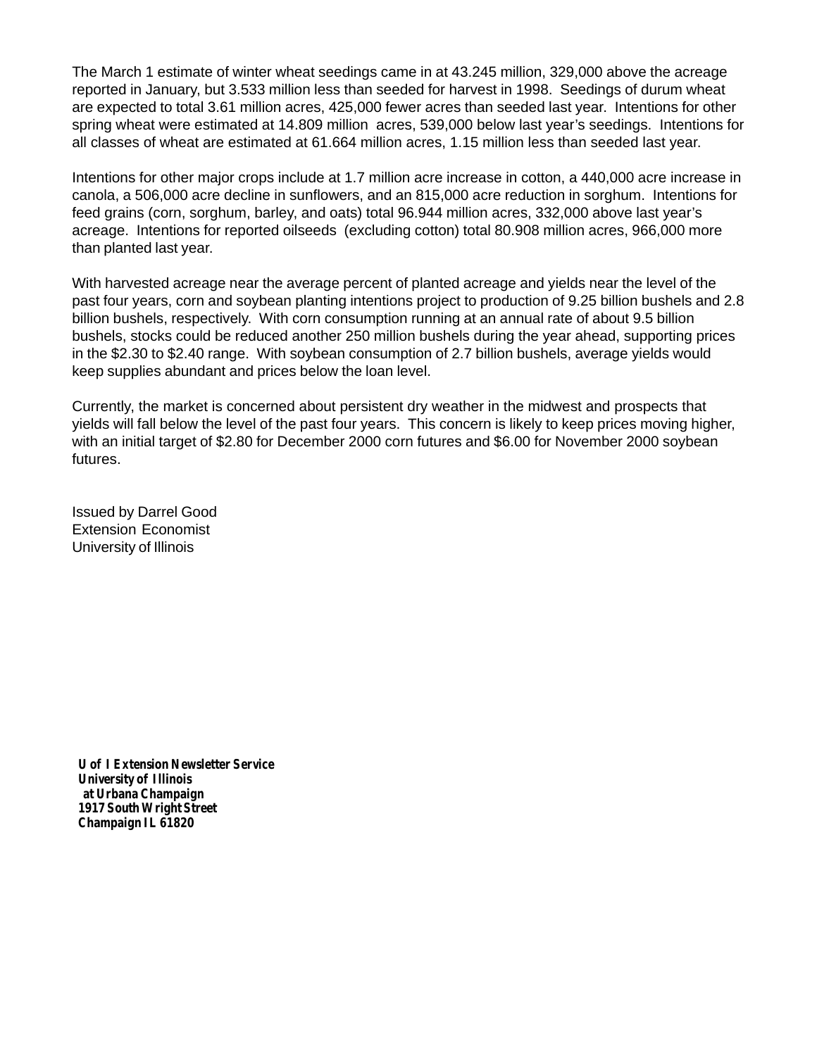The March 1 estimate of winter wheat seedings came in at 43.245 million, 329,000 above the acreage reported in January, but 3.533 million less than seeded for harvest in 1998. Seedings of durum wheat are expected to total 3.61 million acres, 425,000 fewer acres than seeded last year. Intentions for other spring wheat were estimated at 14.809 million acres, 539,000 below last year's seedings. Intentions for all classes of wheat are estimated at 61.664 million acres, 1.15 million less than seeded last year.

Intentions for other major crops include at 1.7 million acre increase in cotton, a 440,000 acre increase in canola, a 506,000 acre decline in sunflowers, and an 815,000 acre reduction in sorghum. Intentions for feed grains (corn, sorghum, barley, and oats) total 96.944 million acres, 332,000 above last year's acreage. Intentions for reported oilseeds (excluding cotton) total 80.908 million acres, 966,000 more than planted last year.

With harvested acreage near the average percent of planted acreage and yields near the level of the past four years, corn and soybean planting intentions project to production of 9.25 billion bushels and 2.8 billion bushels, respectively. With corn consumption running at an annual rate of about 9.5 billion bushels, stocks could be reduced another 250 million bushels during the year ahead, supporting prices in the $2.30 to $2.40 range. With soybean consumption of 2.7 billion bushels, average yields would keep supplies abundant and prices below the loan level.

Currently, the market is concerned about persistent dry weather in the midwest and prospects that yields will fall below the level of the past four years. This concern is likely to keep prices moving higher, with an initial target of $2.80 for December 2000 corn futures and $6.00 for November 2000 soybean futures.

Issued by Darrel Good
Extension Economist
University of Illinois

**U of I Extension Newsletter Service**
**University of Illinois**
**at Urbana Champaign**
**1917 South Wright Street**
**Champaign IL 61820**